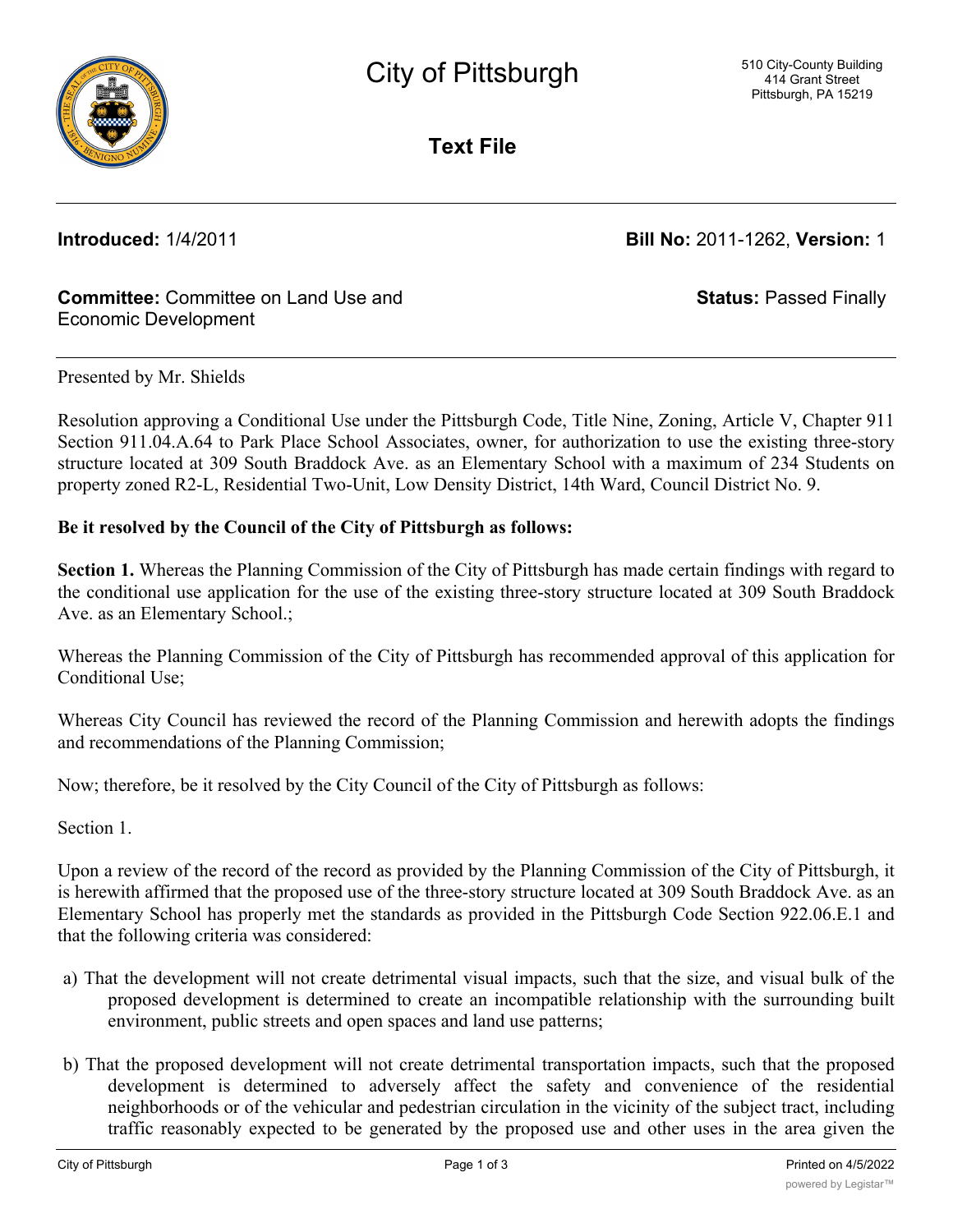# City of Pittsburgh

510 City-County Building
414 Grant Street
Pittsburgh, PA 15219

## Text File

**Introduced:** 1/4/2011 **Bill No:** 2011-1262, **Version:** 1

**Committee:** Committee on Land Use and Economic Development **Status:** Passed Finally

---

Presented by Mr. Shields

Resolution approving a Conditional Use under the Pittsburgh Code, Title Nine, Zoning, Article V, Chapter 911 Section 911.04.A.64 to Park Place School Associates, owner, for authorization to use the existing three-story structure located at 309 South Braddock Ave. as an Elementary School with a maximum of 234 Students on property zoned R2-L, Residential Two-Unit, Low Density District, 14th Ward, Council District No. 9.

**Be it resolved by the Council of the City of Pittsburgh as follows:**

**Section 1.** Whereas the Planning Commission of the City of Pittsburgh has made certain findings with regard to the conditional use application for the use of the existing three-story structure located at 309 South Braddock Ave. as an Elementary School.;

Whereas the Planning Commission of the City of Pittsburgh has recommended approval of this application for Conditional Use;

Whereas City Council has reviewed the record of the Planning Commission and herewith adopts the findings and recommendations of the Planning Commission;

Now; therefore, be it resolved by the City Council of the City of Pittsburgh as follows:

Section 1.

Upon a review of the record of the record as provided by the Planning Commission of the City of Pittsburgh, it is herewith affirmed that the proposed use of the three-story structure located at 309 South Braddock Ave. as an Elementary School has properly met the standards as provided in the Pittsburgh Code Section 922.06.E.1 and that the following criteria was considered:

a) That the development will not create detrimental visual impacts, such that the size, and visual bulk of the proposed development is determined to create an incompatible relationship with the surrounding built environment, public streets and open spaces and land use patterns;

b) That the proposed development will not create detrimental transportation impacts, such that the proposed development is determined to adversely affect the safety and convenience of the residential neighborhoods or of the vehicular and pedestrian circulation in the vicinity of the subject tract, including traffic reasonably expected to be generated by the proposed use and other uses in the area given the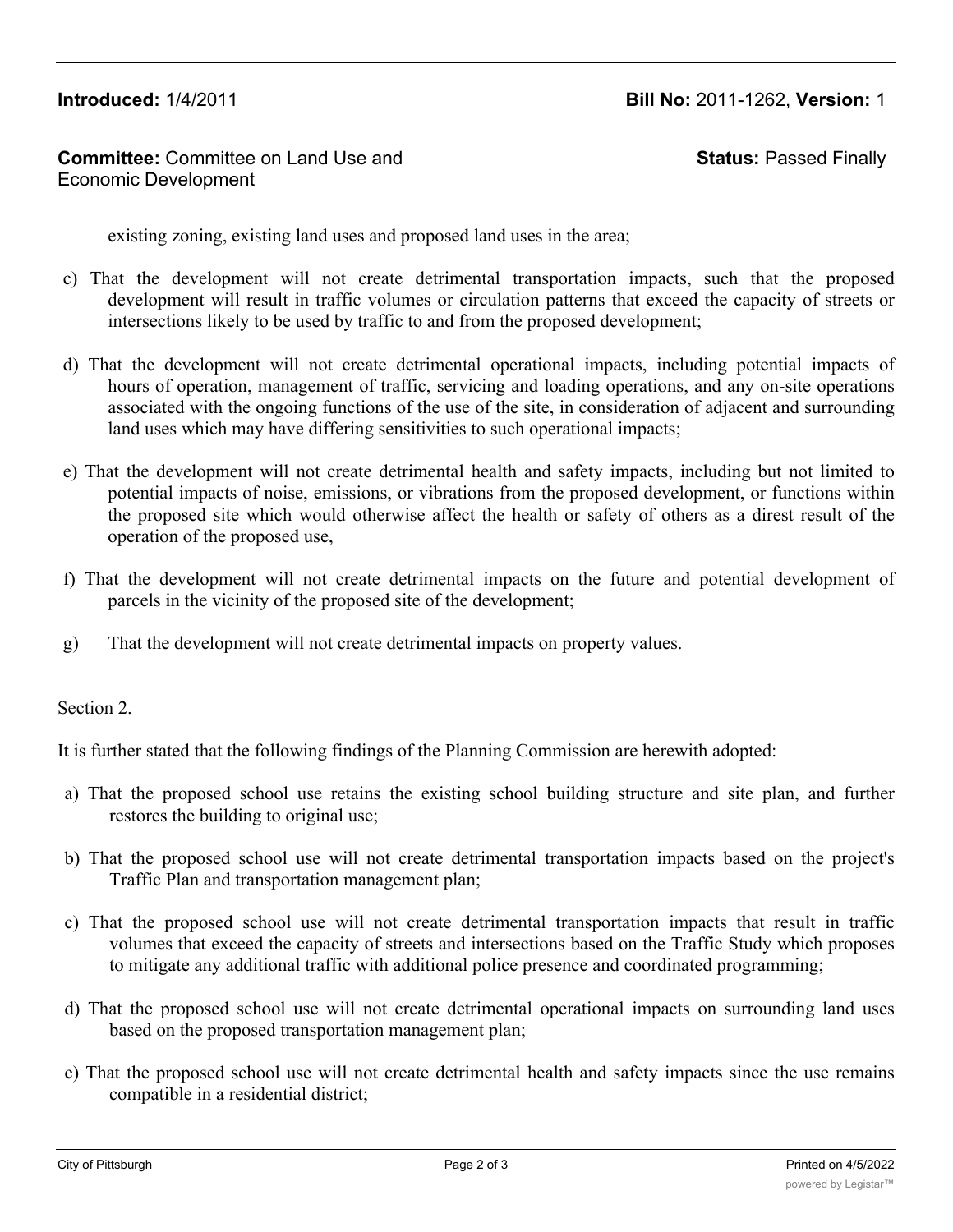existing zoning, existing land uses and proposed land uses in the area;

c) That the development will not create detrimental transportation impacts, such that the proposed development will result in traffic volumes or circulation patterns that exceed the capacity of streets or intersections likely to be used by traffic to and from the proposed development;

d) That the development will not create detrimental operational impacts, including potential impacts of hours of operation, management of traffic, servicing and loading operations, and any on-site operations associated with the ongoing functions of the use of the site, in consideration of adjacent and surrounding land uses which may have differing sensitivities to such operational impacts;

e) That the development will not create detrimental health and safety impacts, including but not limited to potential impacts of noise, emissions, or vibrations from the proposed development, or functions within the proposed site which would otherwise affect the health or safety of others as a direst result of the operation of the proposed use,

f) That the development will not create detrimental impacts on the future and potential development of parcels in the vicinity of the proposed site of the development;

g) That the development will not create detrimental impacts on property values.

Section 2.

It is further stated that the following findings of the Planning Commission are herewith adopted:

a) That the proposed school use retains the existing school building structure and site plan, and further restores the building to original use;

b) That the proposed school use will not create detrimental transportation impacts based on the project's Traffic Plan and transportation management plan;

c) That the proposed school use will not create detrimental transportation impacts that result in traffic volumes that exceed the capacity of streets and intersections based on the Traffic Study which proposes to mitigate any additional traffic with additional police presence and coordinated programming;

d) That the proposed school use will not create detrimental operational impacts on surrounding land uses based on the proposed transportation management plan;

e) That the proposed school use will not create detrimental health and safety impacts since the use remains compatible in a residential district;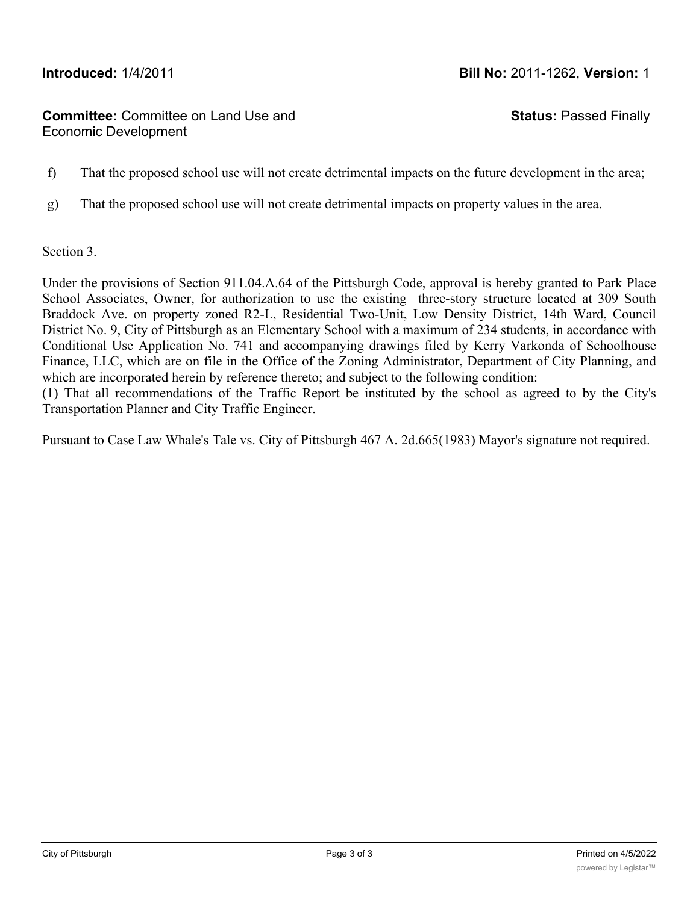f) That the proposed school use will not create detrimental impacts on the future development in the area;

g) That the proposed school use will not create detrimental impacts on property values in the area.

Section 3.

Under the provisions of Section 911.04.A.64 of the Pittsburgh Code, approval is hereby granted to Park Place School Associates, Owner, for authorization to use the existing three-story structure located at 309 South Braddock Ave. on property zoned R2-L, Residential Two-Unit, Low Density District, 14th Ward, Council District No. 9, City of Pittsburgh as an Elementary School with a maximum of 234 students, in accordance with Conditional Use Application No. 741 and accompanying drawings filed by Kerry Varkonda of Schoolhouse Finance, LLC, which are on file in the Office of the Zoning Administrator, Department of City Planning, and which are incorporated herein by reference thereto; and subject to the following condition:
(1) That all recommendations of the Traffic Report be instituted by the school as agreed to by the City's Transportation Planner and City Traffic Engineer.

Pursuant to Case Law Whale's Tale vs. City of Pittsburgh 467 A. 2d.665(1983) Mayor's signature not required.